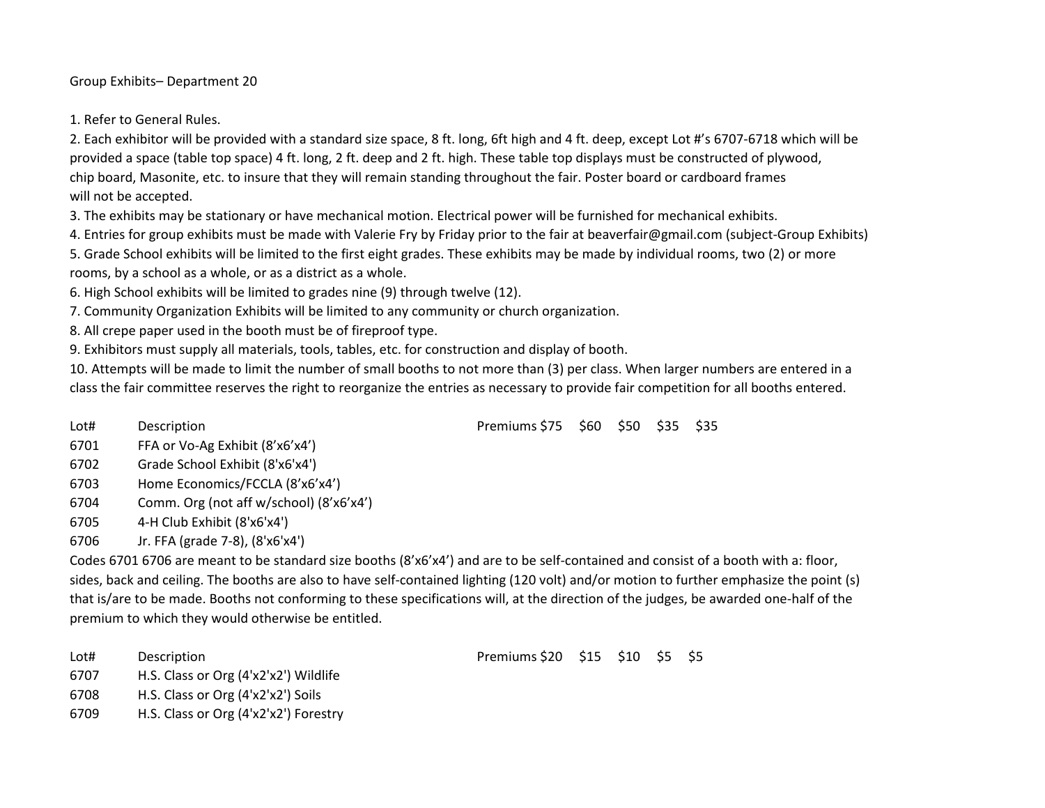# Group Exhibits– Department 20

1. Refer to General Rules.
2. Each exhibitor will be provided with a standard size space, 8 ft. long, 6ft high and 4 ft. deep, except Lot #'s 6707-6718 which will be provided a space (table top space) 4 ft. long, 2 ft. deep and 2 ft. high. These table top displays must be constructed of plywood, chip board, Masonite, etc. to insure that they will remain standing throughout the fair. Poster board or cardboard frames will not be accepted.
3. The exhibits may be stationary or have mechanical motion. Electrical power will be furnished for mechanical exhibits.
4. Entries for group exhibits must be made with Valerie Fry by Friday prior to the fair at beaverfair@gmail.com (subject-Group Exhibits)
5. Grade School exhibits will be limited to the first eight grades. These exhibits may be made by individual rooms, two (2) or more rooms, by a school as a whole, or as a district as a whole.
6. High School exhibits will be limited to grades nine (9) through twelve (12).
7. Community Organization Exhibits will be limited to any community or church organization.
8. All crepe paper used in the booth must be of fireproof type.
9. Exhibitors must supply all materials, tools, tables, etc. for construction and display of booth.
10. Attempts will be made to limit the number of small booths to not more than (3) per class. When larger numbers are entered in a class the fair committee reserves the right to reorganize the entries as necessary to provide fair competition for all booths entered.

| Lot# | Description | Premiums $75 | $60 | $50 | $35 | $35 |
|---|---|---|---|---|---|---|
| 6701 | FFA or Vo-Ag Exhibit (8'x6'x4') | | | | | |
| 6702 | Grade School Exhibit (8'x6'x4') | | | | | |
| 6703 | Home Economics/FCCLA (8'x6'x4') | | | | | |
| 6704 | Comm. Org (not aff w/school) (8'x6'x4') | | | | | |
| 6705 | 4-H Club Exhibit (8'x6'x4') | | | | | |
| 6706 | Jr. FFA (grade 7-8), (8'x6'x4') | | | | | |

Codes 6701 6706 are meant to be standard size booths (8'x6'x4') and are to be self-contained and consist of a booth with a: floor, sides, back and ceiling. The booths are also to have self-contained lighting (120 volt) and/or motion to further emphasize the point (s) that is/are to be made. Booths not conforming to these specifications will, at the direction of the judges, be awarded one-half of the premium to which they would otherwise be entitled.

| Lot# | Description | Premiums $20 | $15 | $10 | $5 | $5 |
|---|---|---|---|---|---|---|
| 6707 | H.S. Class or Org (4'x2'x2') Wildlife | | | | | |
| 6708 | H.S. Class or Org (4'x2'x2') Soils | | | | | |
| 6709 | H.S. Class or Org (4'x2'x2') Forestry | | | | | |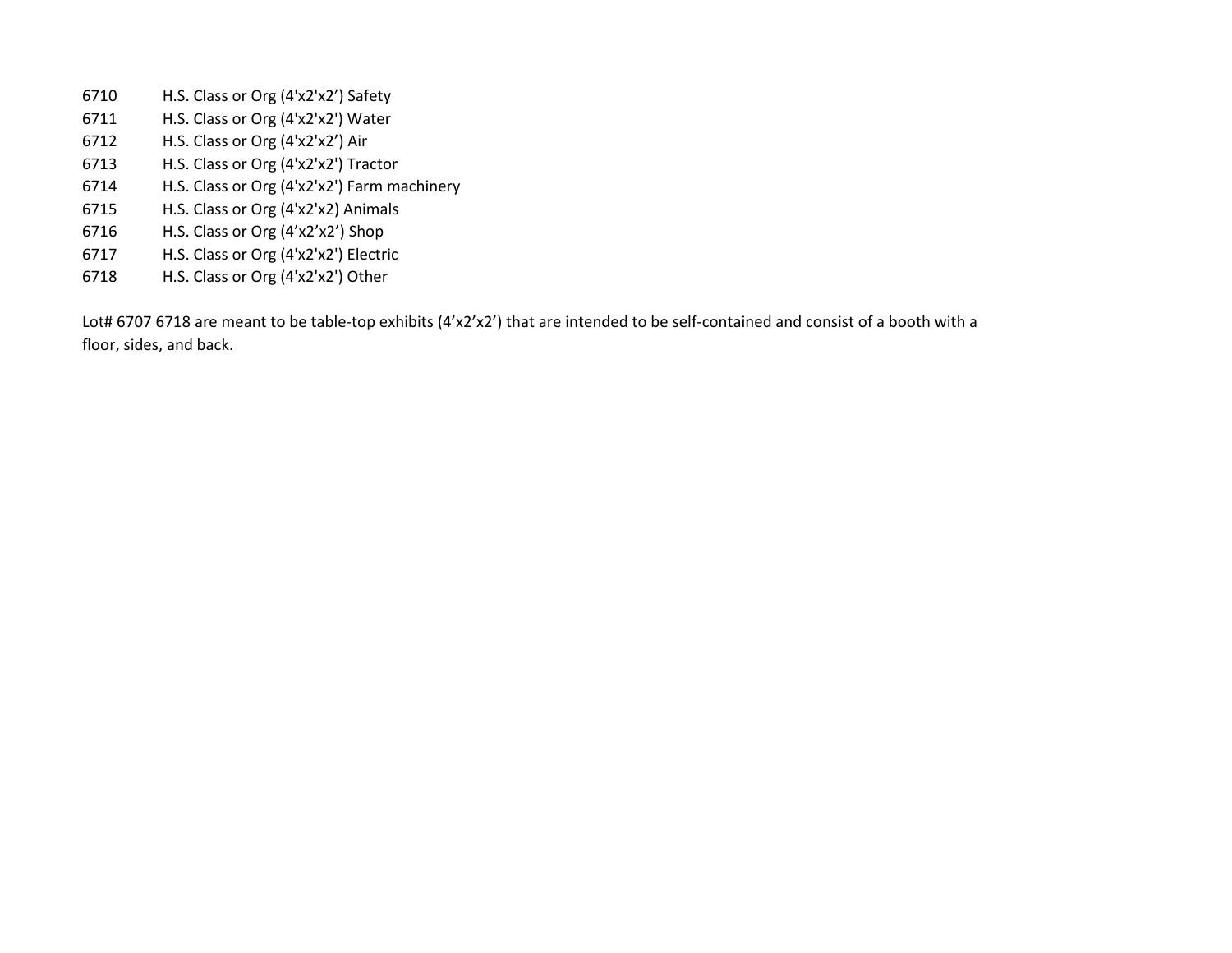6710 H.S. Class or Org (4'x2'x2’) Safety
6711 H.S. Class or Org (4'x2'x2') Water
6712 H.S. Class or Org (4'x2'x2’) Air
6713 H.S. Class or Org (4'x2'x2') Tractor
6714 H.S. Class or Org (4'x2'x2') Farm machinery
6715 H.S. Class or Org (4'x2'x2) Animals
6716 H.S. Class or Org (4’x2’x2’) Shop
6717 H.S. Class or Org (4'x2'x2') Electric
6718 H.S. Class or Org (4'x2'x2') Other

Lot# 6707 6718 are meant to be table-top exhibits (4’x2’x2’) that are intended to be self-contained and consist of a booth with a floor, sides, and back.